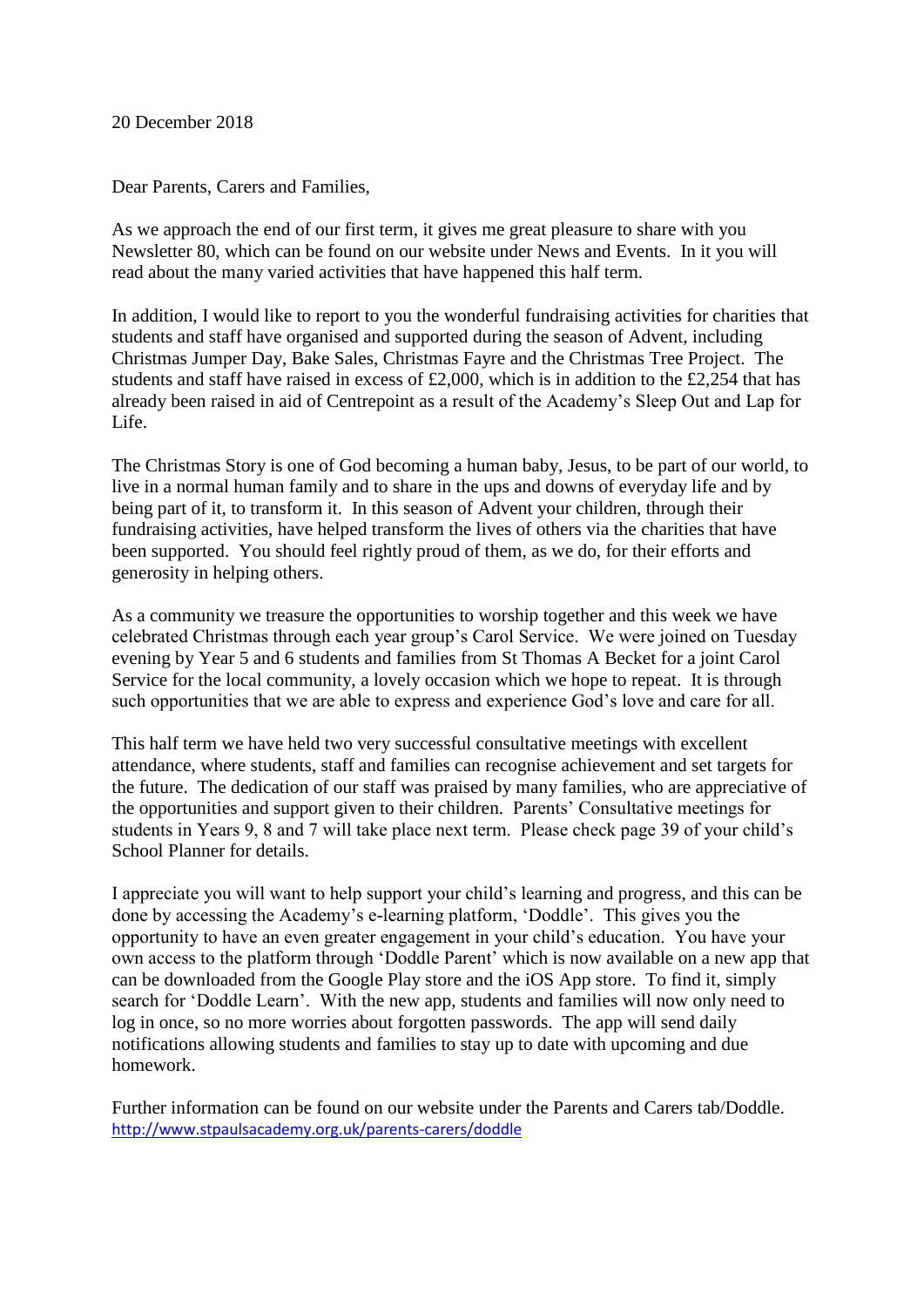20 December 2018

Dear Parents, Carers and Families,

As we approach the end of our first term, it gives me great pleasure to share with you Newsletter 80, which can be found on our website under News and Events. In it you will read about the many varied activities that have happened this half term.

In addition, I would like to report to you the wonderful fundraising activities for charities that students and staff have organised and supported during the season of Advent, including Christmas Jumper Day, Bake Sales, Christmas Fayre and the Christmas Tree Project. The students and staff have raised in excess of £2,000, which is in addition to the £2,254 that has already been raised in aid of Centrepoint as a result of the Academy's Sleep Out and Lap for Life.

The Christmas Story is one of God becoming a human baby, Jesus, to be part of our world, to live in a normal human family and to share in the ups and downs of everyday life and by being part of it, to transform it. In this season of Advent your children, through their fundraising activities, have helped transform the lives of others via the charities that have been supported. You should feel rightly proud of them, as we do, for their efforts and generosity in helping others.

As a community we treasure the opportunities to worship together and this week we have celebrated Christmas through each year group's Carol Service. We were joined on Tuesday evening by Year 5 and 6 students and families from St Thomas A Becket for a joint Carol Service for the local community, a lovely occasion which we hope to repeat. It is through such opportunities that we are able to express and experience God's love and care for all.

This half term we have held two very successful consultative meetings with excellent attendance, where students, staff and families can recognise achievement and set targets for the future. The dedication of our staff was praised by many families, who are appreciative of the opportunities and support given to their children. Parents' Consultative meetings for students in Years 9, 8 and 7 will take place next term. Please check page 39 of your child's School Planner for details.

I appreciate you will want to help support your child's learning and progress, and this can be done by accessing the Academy's e-learning platform, 'Doddle'. This gives you the opportunity to have an even greater engagement in your child's education. You have your own access to the platform through 'Doddle Parent' which is now available on a new app that can be downloaded from the Google Play store and the iOS App store. To find it, simply search for 'Doddle Learn'. With the new app, students and families will now only need to log in once, so no more worries about forgotten passwords. The app will send daily notifications allowing students and families to stay up to date with upcoming and due homework.

Further information can be found on our website under the Parents and Carers tab/Doddle.
http://www.stpaulsacademy.org.uk/parents-carers/doddle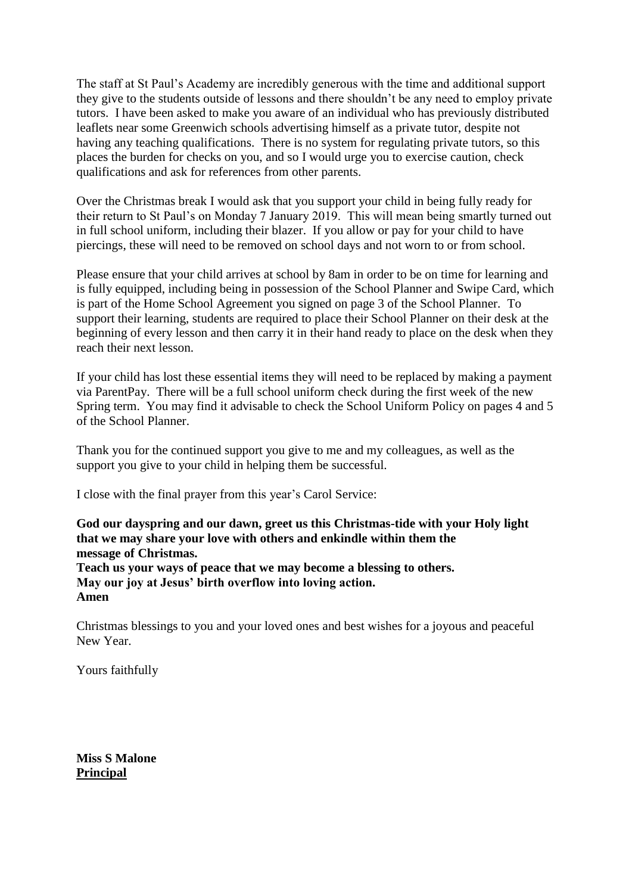The staff at St Paul's Academy are incredibly generous with the time and additional support they give to the students outside of lessons and there shouldn't be any need to employ private tutors. I have been asked to make you aware of an individual who has previously distributed leaflets near some Greenwich schools advertising himself as a private tutor, despite not having any teaching qualifications. There is no system for regulating private tutors, so this places the burden for checks on you, and so I would urge you to exercise caution, check qualifications and ask for references from other parents.

Over the Christmas break I would ask that you support your child in being fully ready for their return to St Paul's on Monday 7 January 2019. This will mean being smartly turned out in full school uniform, including their blazer. If you allow or pay for your child to have piercings, these will need to be removed on school days and not worn to or from school.

Please ensure that your child arrives at school by 8am in order to be on time for learning and is fully equipped, including being in possession of the School Planner and Swipe Card, which is part of the Home School Agreement you signed on page 3 of the School Planner. To support their learning, students are required to place their School Planner on their desk at the beginning of every lesson and then carry it in their hand ready to place on the desk when they reach their next lesson.

If your child has lost these essential items they will need to be replaced by making a payment via ParentPay. There will be a full school uniform check during the first week of the new Spring term. You may find it advisable to check the School Uniform Policy on pages 4 and 5 of the School Planner.

Thank you for the continued support you give to me and my colleagues, as well as the support you give to your child in helping them be successful.

I close with the final prayer from this year's Carol Service:

**God our dayspring and our dawn, greet us this Christmas-tide with your Holy light that we may share your love with others and enkindle within them the message of Christmas.**
**Teach us your ways of peace that we may become a blessing to others.**
**May our joy at Jesus' birth overflow into loving action.**
**Amen**

Christmas blessings to you and your loved ones and best wishes for a joyous and peaceful New Year.

Yours faithfully

**Miss S Malone**
**Principal**